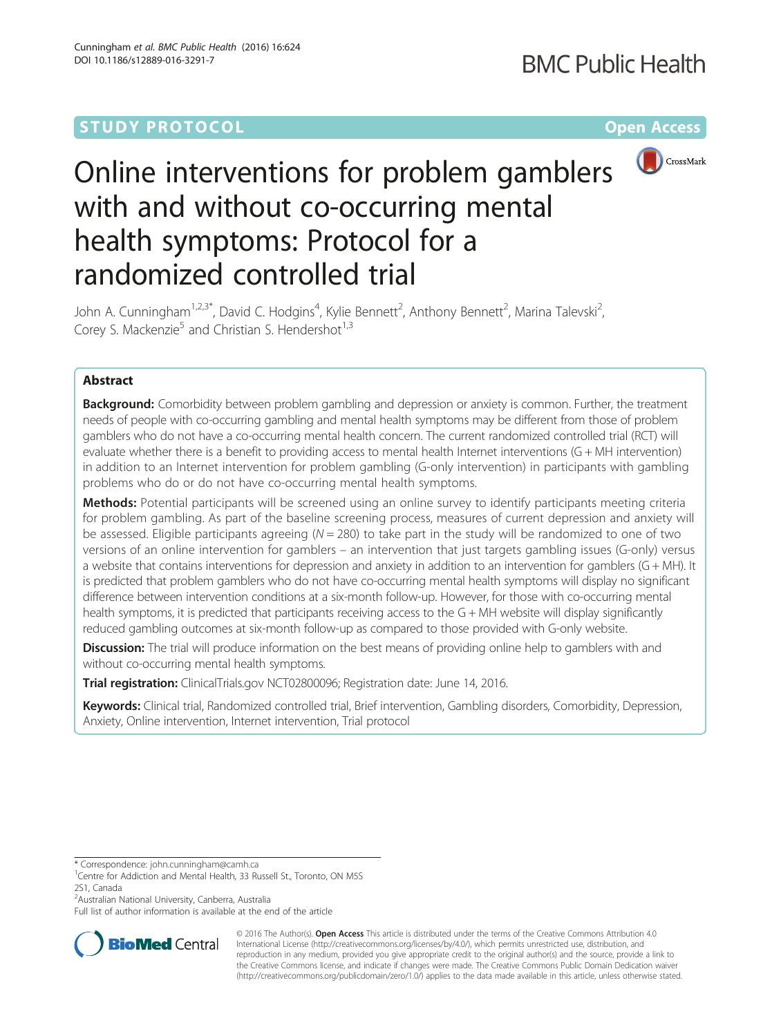STUDY PROTOCOL Open Access

# Online interventions for problem gamblers with and without co-occurring mental health symptoms: Protocol for a randomized controlled trial

John A. Cunningham[1,2,3*], David C. Hodgins[4], Kylie Bennett[2], Anthony Bennett[2], Marina Talevski[2], Corey S. Mackenzie[5] and Christian S. Hendershot[1,3]

## Abstract

**Background:** Comorbidity between problem gambling and depression or anxiety is common. Further, the treatment needs of people with co-occurring gambling and mental health symptoms may be different from those of problem gamblers who do not have a co-occurring mental health concern. The current randomized controlled trial (RCT) will evaluate whether there is a benefit to providing access to mental health Internet interventions (G + MH intervention) in addition to an Internet intervention for problem gambling (G-only intervention) in participants with gambling problems who do or do not have co-occurring mental health symptoms.

**Methods:** Potential participants will be screened using an online survey to identify participants meeting criteria for problem gambling. As part of the baseline screening process, measures of current depression and anxiety will be assessed. Eligible participants agreeing ($N = 280$) to take part in the study will be randomized to one of two versions of an online intervention for gamblers – an intervention that just targets gambling issues (G-only) versus a website that contains interventions for depression and anxiety in addition to an intervention for gamblers (G + MH). It is predicted that problem gamblers who do not have co-occurring mental health symptoms will display no significant difference between intervention conditions at a six-month follow-up. However, for those with co-occurring mental health symptoms, it is predicted that participants receiving access to the G + MH website will display significantly reduced gambling outcomes at six-month follow-up as compared to those provided with G-only website.

**Discussion:** The trial will produce information on the best means of providing online help to gamblers with and without co-occurring mental health symptoms.

**Trial registration:** ClinicalTrials.gov NCT02800096; Registration date: June 14, 2016.

**Keywords:** Clinical trial, Randomized controlled trial, Brief intervention, Gambling disorders, Comorbidity, Depression, Anxiety, Online intervention, Internet intervention, Trial protocol

---

\* Correspondence: john.cunningham@camh.ca
[1]Centre for Addiction and Mental Health, 33 Russell St., Toronto, ON M5S 2S1, Canada
[2]Australian National University, Canberra, Australia
Full list of author information is available at the end of the article

© 2016 The Author(s). **Open Access** This article is distributed under the terms of the Creative Commons Attribution 4.0 International License (http://creativecommons.org/licenses/by/4.0/), which permits unrestricted use, distribution, and reproduction in any medium, provided you give appropriate credit to the original author(s) and the source, provide a link to the Creative Commons license, and indicate if changes were made. The Creative Commons Public Domain Dedication waiver (http://creativecommons.org/publicdomain/zero/1.0/) applies to the data made available in this article, unless otherwise stated.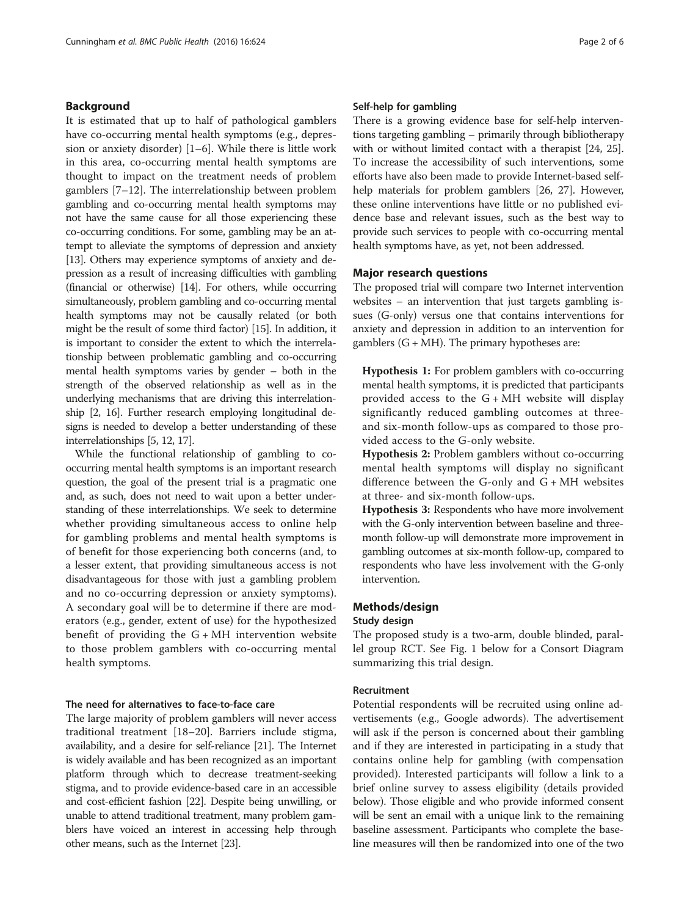## Background

It is estimated that up to half of pathological gamblers have co-occurring mental health symptoms (e.g., depression or anxiety disorder) [1–6]. While there is little work in this area, co-occurring mental health symptoms are thought to impact on the treatment needs of problem gamblers [7–12]. The interrelationship between problem gambling and co-occurring mental health symptoms may not have the same cause for all those experiencing these co-occurring conditions. For some, gambling may be an attempt to alleviate the symptoms of depression and anxiety [13]. Others may experience symptoms of anxiety and depression as a result of increasing difficulties with gambling (financial or otherwise) [14]. For others, while occurring simultaneously, problem gambling and co-occurring mental health symptoms may not be causally related (or both might be the result of some third factor) [15]. In addition, it is important to consider the extent to which the interrelationship between problematic gambling and co-occurring mental health symptoms varies by gender – both in the strength of the observed relationship as well as in the underlying mechanisms that are driving this interrelationship [2, 16]. Further research employing longitudinal designs is needed to develop a better understanding of these interrelationships [5, 12, 17].

While the functional relationship of gambling to co-occurring mental health symptoms is an important research question, the goal of the present trial is a pragmatic one and, as such, does not need to wait upon a better understanding of these interrelationships. We seek to determine whether providing simultaneous access to online help for gambling problems and mental health symptoms is of benefit for those experiencing both concerns (and, to a lesser extent, that providing simultaneous access is not disadvantageous for those with just a gambling problem and no co-occurring depression or anxiety symptoms). A secondary goal will be to determine if there are moderators (e.g., gender, extent of use) for the hypothesized benefit of providing the G + MH intervention website to those problem gamblers with co-occurring mental health symptoms.

### The need for alternatives to face-to-face care

The large majority of problem gamblers will never access traditional treatment [18–20]. Barriers include stigma, availability, and a desire for self-reliance [21]. The Internet is widely available and has been recognized as an important platform through which to decrease treatment-seeking stigma, and to provide evidence-based care in an accessible and cost-efficient fashion [22]. Despite being unwilling, or unable to attend traditional treatment, many problem gamblers have voiced an interest in accessing help through other means, such as the Internet [23].

### Self-help for gambling

There is a growing evidence base for self-help interventions targeting gambling – primarily through bibliotherapy with or without limited contact with a therapist [24, 25]. To increase the accessibility of such interventions, some efforts have also been made to provide Internet-based self-help materials for problem gamblers [26, 27]. However, these online interventions have little or no published evidence base and relevant issues, such as the best way to provide such services to people with co-occurring mental health symptoms have, as yet, not been addressed.

## Major research questions

The proposed trial will compare two Internet intervention websites – an intervention that just targets gambling issues (G-only) versus one that contains interventions for anxiety and depression in addition to an intervention for gamblers (G + MH). The primary hypotheses are:

**Hypothesis 1:** For problem gamblers with co-occurring mental health symptoms, it is predicted that participants provided access to the G + MH website will display significantly reduced gambling outcomes at three- and six-month follow-ups as compared to those provided access to the G-only website.

**Hypothesis 2:** Problem gamblers without co-occurring mental health symptoms will display no significant difference between the G-only and G + MH websites at three- and six-month follow-ups.

**Hypothesis 3:** Respondents who have more involvement with the G-only intervention between baseline and three-month follow-up will demonstrate more improvement in gambling outcomes at six-month follow-up, compared to respondents who have less involvement with the G-only intervention.

## Methods/design

### Study design

The proposed study is a two-arm, double blinded, parallel group RCT. See Fig. 1 below for a Consort Diagram summarizing this trial design.

### Recruitment

Potential respondents will be recruited using online advertisements (e.g., Google adwords). The advertisement will ask if the person is concerned about their gambling and if they are interested in participating in a study that contains online help for gambling (with compensation provided). Interested participants will follow a link to a brief online survey to assess eligibility (details provided below). Those eligible and who provide informed consent will be sent an email with a unique link to the remaining baseline assessment. Participants who complete the baseline measures will then be randomized into one of the two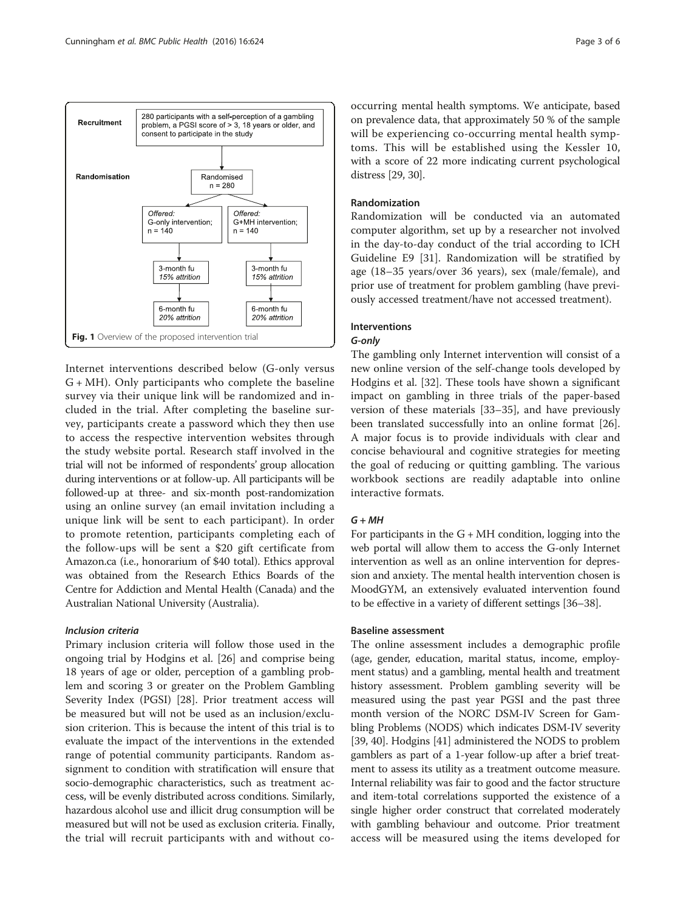Recruitment: 280 participants with a self-perception of a gambling problem, a PGSI score of > 3, 18 years or older, and consent to participate in the study

Randomisation: Randomised n = 280

*Offered:* G-only intervention; n = 140 → 3-month fu *15% attrition* → 6-month fu *20% attrition*

*Offered:* G+MH intervention; n = 140 → 3-month fu *15% attrition* → 6-month fu *20% attrition*

**Fig. 1** Overview of the proposed intervention trial

Internet interventions described below (G-only versus G + MH). Only participants who complete the baseline survey via their unique link will be randomized and included in the trial. After completing the baseline survey, participants create a password which they then use to access the respective intervention websites through the study website portal. Research staff involved in the trial will not be informed of respondents' group allocation during interventions or at follow-up. All participants will be followed-up at three- and six-month post-randomization using an online survey (an email invitation including a unique link will be sent to each participant). In order to promote retention, participants completing each of the follow-ups will be sent a $20 gift certificate from Amazon.ca (i.e., honorarium of $40 total). Ethics approval was obtained from the Research Ethics Boards of the Centre for Addiction and Mental Health (Canada) and the Australian National University (Australia).

### *Inclusion criteria*

Primary inclusion criteria will follow those used in the ongoing trial by Hodgins et al. [26] and comprise being 18 years of age or older, perception of a gambling problem and scoring 3 or greater on the Problem Gambling Severity Index (PGSI) [28]. Prior treatment access will be measured but will not be used as an inclusion/exclusion criterion. This is because the intent of this trial is to evaluate the impact of the interventions in the extended range of potential community participants. Random assignment to condition with stratification will ensure that socio-demographic characteristics, such as treatment access, will be evenly distributed across conditions. Similarly, hazardous alcohol use and illicit drug consumption will be measured but will not be used as exclusion criteria. Finally, the trial will recruit participants with and without co-occurring mental health symptoms. We anticipate, based on prevalence data, that approximately 50 % of the sample will be experiencing co-occurring mental health symptoms. This will be established using the Kessler 10, with a score of 22 more indicating current psychological distress [29, 30].

### Randomization

Randomization will be conducted via an automated computer algorithm, set up by a researcher not involved in the day-to-day conduct of the trial according to ICH Guideline E9 [31]. Randomization will be stratified by age (18–35 years/over 36 years), sex (male/female), and prior use of treatment for problem gambling (have previously accessed treatment/have not accessed treatment).

### Interventions

#### *G-only*

The gambling only Internet intervention will consist of a new online version of the self-change tools developed by Hodgins et al. [32]. These tools have shown a significant impact on gambling in three trials of the paper-based version of these materials [33–35], and have previously been translated successfully into an online format [26]. A major focus is to provide individuals with clear and concise behavioural and cognitive strategies for meeting the goal of reducing or quitting gambling. The various workbook sections are readily adaptable into online interactive formats.

#### *G + MH*

For participants in the G + MH condition, logging into the web portal will allow them to access the G-only Internet intervention as well as an online intervention for depression and anxiety. The mental health intervention chosen is MoodGYM, an extensively evaluated intervention found to be effective in a variety of different settings [36–38].

### Baseline assessment

The online assessment includes a demographic profile (age, gender, education, marital status, income, employment status) and a gambling, mental health and treatment history assessment. Problem gambling severity will be measured using the past year PGSI and the past three month version of the NORC DSM-IV Screen for Gambling Problems (NODS) which indicates DSM-IV severity [39, 40]. Hodgins [41] administered the NODS to problem gamblers as part of a 1-year follow-up after a brief treatment to assess its utility as a treatment outcome measure. Internal reliability was fair to good and the factor structure and item-total correlations supported the existence of a single higher order construct that correlated moderately with gambling behaviour and outcome. Prior treatment access will be measured using the items developed for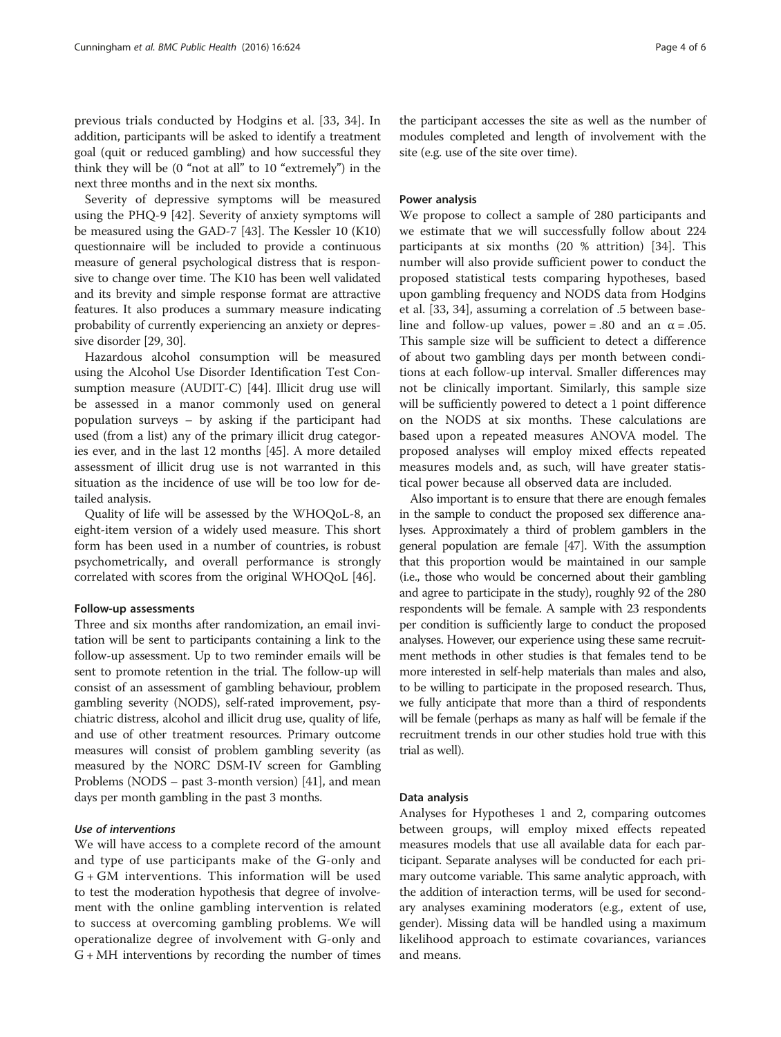previous trials conducted by Hodgins et al. [33, 34]. In addition, participants will be asked to identify a treatment goal (quit or reduced gambling) and how successful they think they will be (0 "not at all" to 10 "extremely") in the next three months and in the next six months.

Severity of depressive symptoms will be measured using the PHQ-9 [42]. Severity of anxiety symptoms will be measured using the GAD-7 [43]. The Kessler 10 (K10) questionnaire will be included to provide a continuous measure of general psychological distress that is responsive to change over time. The K10 has been well validated and its brevity and simple response format are attractive features. It also produces a summary measure indicating probability of currently experiencing an anxiety or depressive disorder [29, 30].

Hazardous alcohol consumption will be measured using the Alcohol Use Disorder Identification Test Consumption measure (AUDIT-C) [44]. Illicit drug use will be assessed in a manor commonly used on general population surveys – by asking if the participant had used (from a list) any of the primary illicit drug categories ever, and in the last 12 months [45]. A more detailed assessment of illicit drug use is not warranted in this situation as the incidence of use will be too low for detailed analysis.

Quality of life will be assessed by the WHOQoL-8, an eight-item version of a widely used measure. This short form has been used in a number of countries, is robust psychometrically, and overall performance is strongly correlated with scores from the original WHOQoL [46].

#### Follow-up assessments

Three and six months after randomization, an email invitation will be sent to participants containing a link to the follow-up assessment. Up to two reminder emails will be sent to promote retention in the trial. The follow-up will consist of an assessment of gambling behaviour, problem gambling severity (NODS), self-rated improvement, psychiatric distress, alcohol and illicit drug use, quality of life, and use of other treatment resources. Primary outcome measures will consist of problem gambling severity (as measured by the NORC DSM-IV screen for Gambling Problems (NODS – past 3-month version) [41], and mean days per month gambling in the past 3 months.

##### *Use of interventions*

We will have access to a complete record of the amount and type of use participants make of the G-only and G + GM interventions. This information will be used to test the moderation hypothesis that degree of involvement with the online gambling intervention is related to success at overcoming gambling problems. We will operationalize degree of involvement with G-only and G + MH interventions by recording the number of times the participant accesses the site as well as the number of modules completed and length of involvement with the site (e.g. use of the site over time).

#### Power analysis

We propose to collect a sample of 280 participants and we estimate that we will successfully follow about 224 participants at six months (20 % attrition) [34]. This number will also provide sufficient power to conduct the proposed statistical tests comparing hypotheses, based upon gambling frequency and NODS data from Hodgins et al. [33, 34], assuming a correlation of .5 between baseline and follow-up values, power = .80 and an $\alpha = .05$. This sample size will be sufficient to detect a difference of about two gambling days per month between conditions at each follow-up interval. Smaller differences may not be clinically important. Similarly, this sample size will be sufficiently powered to detect a 1 point difference on the NODS at six months. These calculations are based upon a repeated measures ANOVA model. The proposed analyses will employ mixed effects repeated measures models and, as such, will have greater statistical power because all observed data are included.

Also important is to ensure that there are enough females in the sample to conduct the proposed sex difference analyses. Approximately a third of problem gamblers in the general population are female [47]. With the assumption that this proportion would be maintained in our sample (i.e., those who would be concerned about their gambling and agree to participate in the study), roughly 92 of the 280 respondents will be female. A sample with 23 respondents per condition is sufficiently large to conduct the proposed analyses. However, our experience using these same recruitment methods in other studies is that females tend to be more interested in self-help materials than males and also, to be willing to participate in the proposed research. Thus, we fully anticipate that more than a third of respondents will be female (perhaps as many as half will be female if the recruitment trends in our other studies hold true with this trial as well).

#### Data analysis

Analyses for Hypotheses 1 and 2, comparing outcomes between groups, will employ mixed effects repeated measures models that use all available data for each participant. Separate analyses will be conducted for each primary outcome variable. This same analytic approach, with the addition of interaction terms, will be used for secondary analyses examining moderators (e.g., extent of use, gender). Missing data will be handled using a maximum likelihood approach to estimate covariances, variances and means.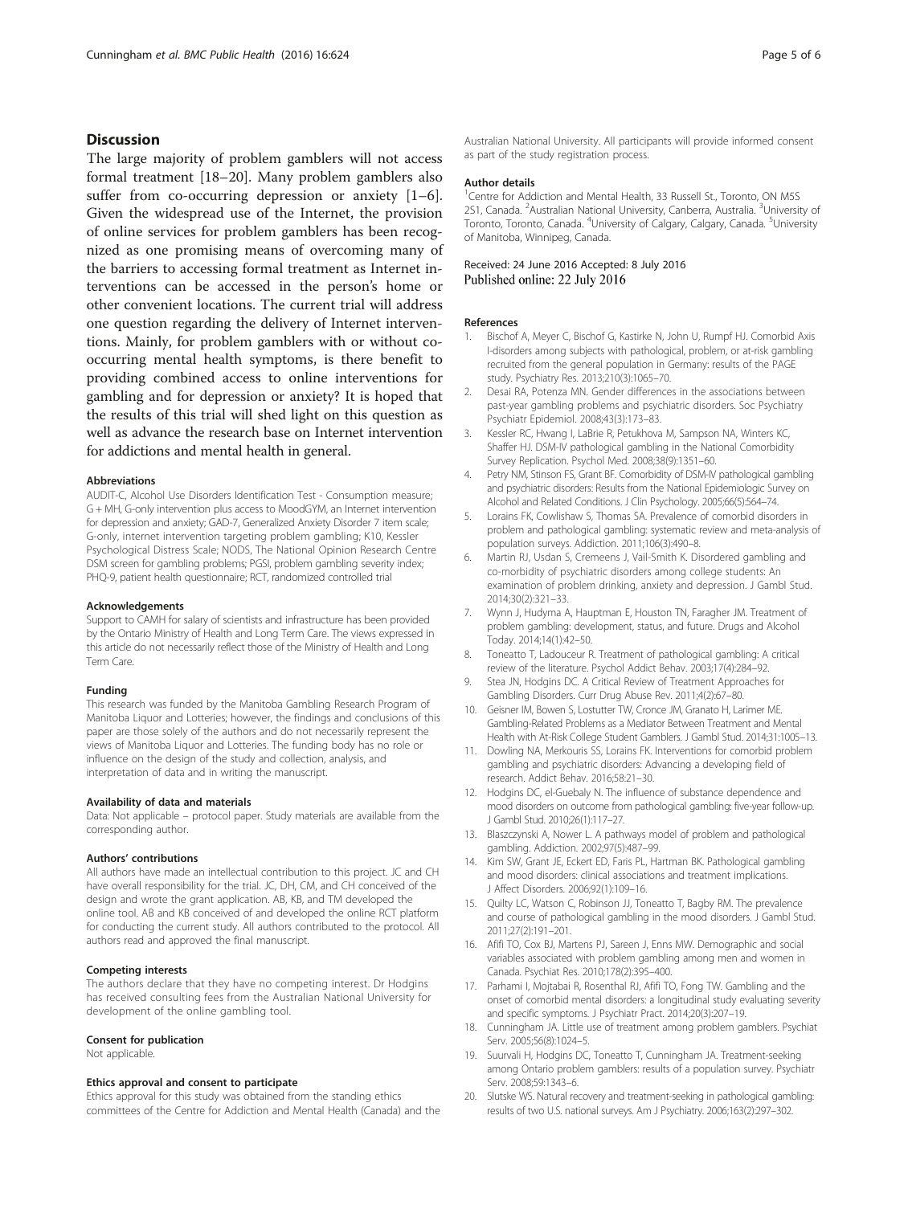## Discussion

The large majority of problem gamblers will not access formal treatment [18–20]. Many problem gamblers also suffer from co-occurring depression or anxiety [1–6]. Given the widespread use of the Internet, the provision of online services for problem gamblers has been recognized as one promising means of overcoming many of the barriers to accessing formal treatment as Internet interventions can be accessed in the person's home or other convenient locations. The current trial will address one question regarding the delivery of Internet interventions. Mainly, for problem gamblers with or without co-occurring mental health symptoms, is there benefit to providing combined access to online interventions for gambling and for depression or anxiety? It is hoped that the results of this trial will shed light on this question as well as advance the research base on Internet intervention for addictions and mental health in general.

#### Abbreviations

AUDIT-C, Alcohol Use Disorders Identification Test - Consumption measure; G + MH, G-only intervention plus access to MoodGYM, an Internet intervention for depression and anxiety; GAD-7, Generalized Anxiety Disorder 7 item scale; G-only, internet intervention targeting problem gambling; K10, Kessler Psychological Distress Scale; NODS, The National Opinion Research Centre DSM screen for gambling problems; PGSI, problem gambling severity index; PHQ-9, patient health questionnaire; RCT, randomized controlled trial

#### Acknowledgements

Support to CAMH for salary of scientists and infrastructure has been provided by the Ontario Ministry of Health and Long Term Care. The views expressed in this article do not necessarily reflect those of the Ministry of Health and Long Term Care.

#### Funding

This research was funded by the Manitoba Gambling Research Program of Manitoba Liquor and Lotteries; however, the findings and conclusions of this paper are those solely of the authors and do not necessarily represent the views of Manitoba Liquor and Lotteries. The funding body has no role or influence on the design of the study and collection, analysis, and interpretation of data and in writing the manuscript.

#### Availability of data and materials

Data: Not applicable – protocol paper. Study materials are available from the corresponding author.

#### Authors' contributions

All authors have made an intellectual contribution to this project. JC and CH have overall responsibility for the trial. JC, DH, CM, and CH conceived of the design and wrote the grant application. AB, KB, and TM developed the online tool. AB and KB conceived of and developed the online RCT platform for conducting the current study. All authors contributed to the protocol. All authors read and approved the final manuscript.

#### Competing interests

The authors declare that they have no competing interest. Dr Hodgins has received consulting fees from the Australian National University for development of the online gambling tool.

#### Consent for publication

Not applicable.

#### Ethics approval and consent to participate

Ethics approval for this study was obtained from the standing ethics committees of the Centre for Addiction and Mental Health (Canada) and the Australian National University. All participants will provide informed consent as part of the study registration process.

#### Author details

[1]Centre for Addiction and Mental Health, 33 Russell St., Toronto, ON M5S 2S1, Canada. [2]Australian National University, Canberra, Australia. [3]University of Toronto, Toronto, Canada. [4]University of Calgary, Calgary, Canada. [5]University of Manitoba, Winnipeg, Canada.

Received: 24 June 2016 Accepted: 8 July 2016
Published online: 22 July 2016

#### References

1. Bischof A, Meyer C, Bischof G, Kastirke N, John U, Rumpf HJ. Comorbid Axis I-disorders among subjects with pathological, problem, or at-risk gambling recruited from the general population in Germany: results of the PAGE study. Psychiatry Res. 2013;210(3):1065–70.
2. Desai RA, Potenza MN. Gender differences in the associations between past-year gambling problems and psychiatric disorders. Soc Psychiatry Psychiatr Epidemiol. 2008;43(3):173–83.
3. Kessler RC, Hwang I, LaBrie R, Petukhova M, Sampson NA, Winters KC, Shaffer HJ. DSM-IV pathological gambling in the National Comorbidity Survey Replication. Psychol Med. 2008;38(9):1351–60.
4. Petry NM, Stinson FS, Grant BF. Comorbidity of DSM-IV pathological gambling and psychiatric disorders: Results from the National Epidemiologic Survey on Alcohol and Related Conditions. J Clin Psychology. 2005;66(5):564–74.
5. Lorains FK, Cowlishaw S, Thomas SA. Prevalence of comorbid disorders in problem and pathological gambling: systematic review and meta-analysis of population surveys. Addiction. 2011;106(3):490–8.
6. Martin RJ, Usdan S, Cremeens J, Vail-Smith K. Disordered gambling and co-morbidity of psychiatric disorders among college students: An examination of problem drinking, anxiety and depression. J Gambl Stud. 2014;30(2):321–33.
7. Wynn J, Hudyma A, Hauptman E, Houston TN, Faragher JM. Treatment of problem gambling: development, status, and future. Drugs and Alcohol Today. 2014;14(1):42–50.
8. Toneatto T, Ladouceur R. Treatment of pathological gambling: A critical review of the literature. Psychol Addict Behav. 2003;17(4):284–92.
9. Stea JN, Hodgins DC. A Critical Review of Treatment Approaches for Gambling Disorders. Curr Drug Abuse Rev. 2011;4(2):67–80.
10. Geisner IM, Bowen S, Lostutter TW, Cronce JM, Granato H, Larimer ME. Gambling-Related Problems as a Mediator Between Treatment and Mental Health with At-Risk College Student Gamblers. J Gambl Stud. 2014;31:1005–13.
11. Dowling NA, Merkouris SS, Lorains FK. Interventions for comorbid problem gambling and psychiatric disorders: Advancing a developing field of research. Addict Behav. 2016;58:21–30.
12. Hodgins DC, el-Guebaly N. The influence of substance dependence and mood disorders on outcome from pathological gambling: five-year follow-up. J Gambl Stud. 2010;26(1):117–27.
13. Blaszczynski A, Nower L. A pathways model of problem and pathological gambling. Addiction. 2002;97(5):487–99.
14. Kim SW, Grant JE, Eckert ED, Faris PL, Hartman BK. Pathological gambling and mood disorders: clinical associations and treatment implications. J Affect Disorders. 2006;92(1):109–16.
15. Quilty LC, Watson C, Robinson JJ, Toneatto T, Bagby RM. The prevalence and course of pathological gambling in the mood disorders. J Gambl Stud. 2011;27(2):191–201.
16. Afifi TO, Cox BJ, Martens PJ, Sareen J, Enns MW. Demographic and social variables associated with problem gambling among men and women in Canada. Psychiat Res. 2010;178(2):395–400.
17. Parhami I, Mojtabai R, Rosenthal RJ, Afifi TO, Fong TW. Gambling and the onset of comorbid mental disorders: a longitudinal study evaluating severity and specific symptoms. J Psychiatr Pract. 2014;20(3):207–19.
18. Cunningham JA. Little use of treatment among problem gamblers. Psychiat Serv. 2005;56(8):1024–5.
19. Suurvali H, Hodgins DC, Toneatto T, Cunningham JA. Treatment-seeking among Ontario problem gamblers: results of a population survey. Psychiatr Serv. 2008;59:1343–6.
20. Slutske WS. Natural recovery and treatment-seeking in pathological gambling: results of two U.S. national surveys. Am J Psychiatry. 2006;163(2):297–302.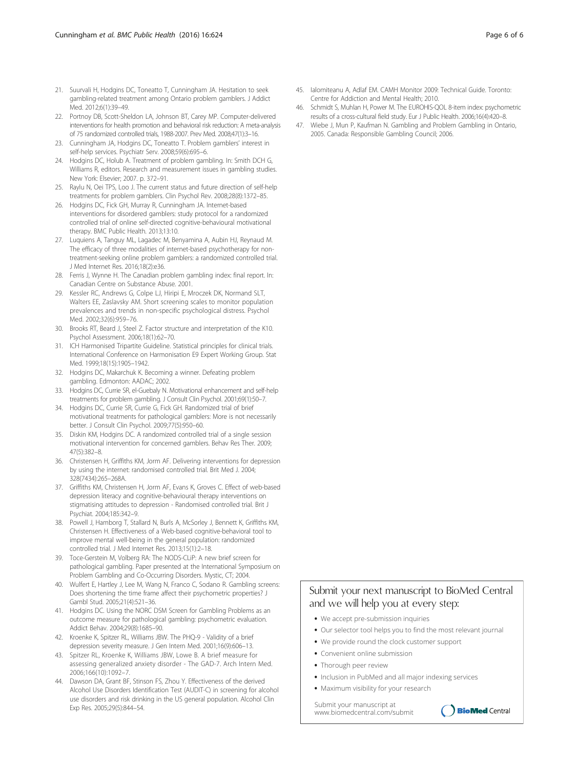21. Suurvali H, Hodgins DC, Toneatto T, Cunningham JA. Hesitation to seek gambling-related treatment among Ontario problem gamblers. J Addict Med. 2012;6(1):39–49.
22. Portnoy DB, Scott-Sheldon LA, Johnson BT, Carey MP. Computer-delivered interventions for health promotion and behavioral risk reduction: A meta-analysis of 75 randomized controlled trials, 1988-2007. Prev Med. 2008;47(1):3–16.
23. Cunningham JA, Hodgins DC, Toneatto T. Problem gamblers' interest in self-help services. Psychiatr Serv. 2008;59(6):695–6.
24. Hodgins DC, Holub A. Treatment of problem gambling. In: Smith DCH G, Williams R, editors. Research and measurement issues in gambling studies. New York: Elsevier; 2007. p. 372–91.
25. Raylu N, Oei TPS, Loo J. The current status and future direction of self-help treatments for problem gamblers. Clin Psychol Rev. 2008;28(8):1372–85.
26. Hodgins DC, Fick GH, Murray R, Cunningham JA. Internet-based interventions for disordered gamblers: study protocol for a randomized controlled trial of online self-directed cognitive-behavioural motivational therapy. BMC Public Health. 2013;13:10.
27. Luquiens A, Tanguy ML, Lagadec M, Benyamina A, Aubin HJ, Reynaud M. The efficacy of three modalities of internet-based psychotherapy for non-treatment-seeking online problem gamblers: a randomized controlled trial. J Med Internet Res. 2016;18(2):e36.
28. Ferris J, Wynne H. The Canadian problem gambling index: final report. In: Canadian Centre on Substance Abuse. 2001.
29. Kessler RC, Andrews G, Colpe LJ, Hiripi E, Mroczek DK, Normand SLT, Walters EE, Zaslavsky AM. Short screening scales to monitor population prevalences and trends in non-specific psychological distress. Psychol Med. 2002;32(6):959–76.
30. Brooks RT, Beard J, Steel Z. Factor structure and interpretation of the K10. Psychol Assessment. 2006;18(1):62–70.
31. ICH Harmonised Tripartite Guideline. Statistical principles for clinical trials. International Conference on Harmonisation E9 Expert Working Group. Stat Med. 1999;18(15):1905–1942.
32. Hodgins DC, Makarchuk K. Becoming a winner. Defeating problem gambling. Edmonton: AADAC; 2002.
33. Hodgins DC, Currie SR, el-Guebaly N. Motivational enhancement and self-help treatments for problem gambling. J Consult Clin Psychol. 2001;69(1):50–7.
34. Hodgins DC, Currie SR, Currie G, Fick GH. Randomized trial of brief motivational treatments for pathological gamblers: More is not necessarily better. J Consult Clin Psychol. 2009;77(5):950–60.
35. Diskin KM, Hodgins DC. A randomized controlled trial of a single session motivational intervention for concerned gamblers. Behav Res Ther. 2009; 47(5):382–8.
36. Christensen H, Griffiths KM, Jorm AF. Delivering interventions for depression by using the internet: randomised controlled trial. Brit Med J. 2004; 328(7434):265–268A.
37. Griffiths KM, Christensen H, Jorm AF, Evans K, Groves C. Effect of web-based depression literacy and cognitive-behavioural therapy interventions on stigmatising attitudes to depression - Randomised controlled trial. Brit J Psychiat. 2004;185:342–9.
38. Powell J, Hamborg T, Stallard N, Burls A, McSorley J, Bennett K, Griffiths KM, Christensen H. Effectiveness of a Web-based cognitive-behavioral tool to improve mental well-being in the general population: randomized controlled trial. J Med Internet Res. 2013;15(1):2–18.
39. Toce-Gerstein M, Volberg RA: The NODS-CLiP: A new brief screen for pathological gambling. Paper presented at the International Symposium on Problem Gambling and Co-Occurring Disorders. Mystic, CT; 2004.
40. Wulfert E, Hartley J, Lee M, Wang N, Franco C, Sodano R. Gambling screens: Does shortening the time frame affect their psychometric properties? J Gambl Stud. 2005;21(4):521–36.
41. Hodgins DC. Using the NORC DSM Screen for Gambling Problems as an outcome measure for pathological gambling: psychometric evaluation. Addict Behav. 2004;29(8):1685–90.
42. Kroenke K, Spitzer RL, Williams JBW. The PHQ-9 - Validity of a brief depression severity measure. J Gen Intern Med. 2001;16(9):606–13.
43. Spitzer RL, Kroenke K, Williams JBW, Lowe B. A brief measure for assessing generalized anxiety disorder - The GAD-7. Arch Intern Med. 2006;166(10):1092–7.
44. Dawson DA, Grant BF, Stinson FS, Zhou Y. Effectiveness of the derived Alcohol Use Disorders Identification Test (AUDIT-C) in screening for alcohol use disorders and risk drinking in the US general population. Alcohol Clin Exp Res. 2005;29(5):844–54.
45. Ialomiteanu A, Adlaf EM. CAMH Monitor 2009: Technical Guide. Toronto: Centre for Addiction and Mental Health; 2010.
46. Schmidt S, Muhlan H, Power M. The EUROHIS-QOL 8-item index: psychometric results of a cross-cultural field study. Eur J Public Health. 2006;16(4):420–8.
47. Wiebe J, Mun P, Kaufman N. Gambling and Problem Gambling in Ontario, 2005. Canada: Responsible Gambling Council; 2006.

Submit your next manuscript to BioMed Central and we will help you at every step:

- We accept pre-submission inquiries
- Our selector tool helps you to find the most relevant journal
- We provide round the clock customer support
- Convenient online submission
- Thorough peer review
- Inclusion in PubMed and all major indexing services
- Maximum visibility for your research

Submit your manuscript at
www.biomedcentral.com/submit

BioMed Central